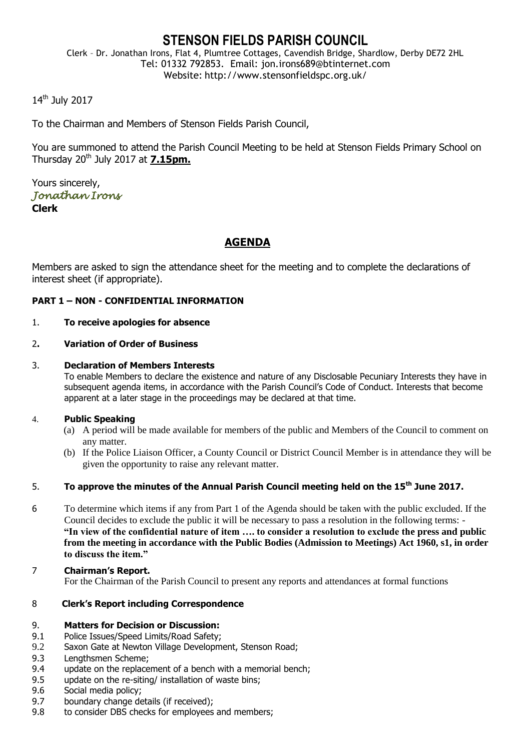# STENSON FIELDS PARISH COUNCIL

Clerk – Dr. Jonathan Irons, Flat 4, Plumtree Cottages, Cavendish Bridge, Shardlow, Derby DE72 2HL
Tel: 01332 792853. Email: jon.irons689@btinternet.com
Website: http://www.stensonfieldspc.org.uk/

14th July 2017

To the Chairman and Members of Stenson Fields Parish Council,

You are summoned to attend the Parish Council Meeting to be held at Stenson Fields Primary School on Thursday 20th July 2017 at **7.15pm.**

Yours sincerely,
*Jonathan Irons*
**Clerk**

## AGENDA

Members are asked to sign the attendance sheet for the meeting and to complete the declarations of interest sheet (if appropriate).

**PART 1 – NON - CONFIDENTIAL INFORMATION**

1. **To receive apologies for absence**

2. **Variation of Order of Business**

3. **Declaration of Members Interests**
   To enable Members to declare the existence and nature of any Disclosable Pecuniary Interests they have in subsequent agenda items, in accordance with the Parish Council's Code of Conduct. Interests that become apparent at a later stage in the proceedings may be declared at that time.

4. **Public Speaking**
   (a) A period will be made available for members of the public and Members of the Council to comment on any matter.
   (b) If the Police Liaison Officer, a County Council or District Council Member is in attendance they will be given the opportunity to raise any relevant matter.

5. **To approve the minutes of the Annual Parish Council meeting held on the 15th June 2017.**

6. To determine which items if any from Part 1 of the Agenda should be taken with the public excluded. If the Council decides to exclude the public it will be necessary to pass a resolution in the following terms: - **"In view of the confidential nature of item …. to consider a resolution to exclude the press and public from the meeting in accordance with the Public Bodies (Admission to Meetings) Act 1960, s1, in order to discuss the item."**

7. **Chairman's Report.**
   For the Chairman of the Parish Council to present any reports and attendances at formal functions

8. **Clerk's Report including Correspondence**

9. **Matters for Decision or Discussion:**

9.1 Police Issues/Speed Limits/Road Safety;
9.2 Saxon Gate at Newton Village Development, Stenson Road;
9.3 Lengthsmen Scheme;
9.4 update on the replacement of a bench with a memorial bench;
9.5 update on the re-siting/ installation of waste bins;
9.6 Social media policy;
9.7 boundary change details (if received);
9.8 to consider DBS checks for employees and members;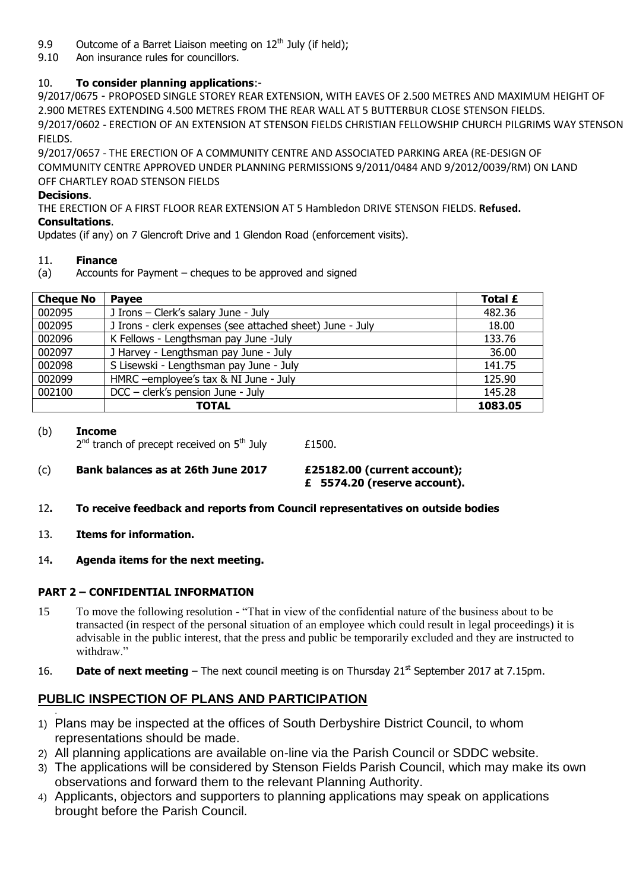9.9 Outcome of a Barret Liaison meeting on 12th July (if held);
9.10 Aon insurance rules for councillors.

10. **To consider planning applications**:-

9/2017/0675 - PROPOSED SINGLE STOREY REAR EXTENSION, WITH EAVES OF 2.500 METRES AND MAXIMUM HEIGHT OF 2.900 METRES EXTENDING 4.500 METRES FROM THE REAR WALL AT 5 BUTTERBUR CLOSE STENSON FIELDS.
9/2017/0602 - ERECTION OF AN EXTENSION AT STENSON FIELDS CHRISTIAN FELLOWSHIP CHURCH PILGRIMS WAY STENSON FIELDS.
9/2017/0657 - THE ERECTION OF A COMMUNITY CENTRE AND ASSOCIATED PARKING AREA (RE-DESIGN OF COMMUNITY CENTRE APPROVED UNDER PLANNING PERMISSIONS 9/2011/0484 AND 9/2012/0039/RM) ON LAND OFF CHARTLEY ROAD STENSON FIELDS

**Decisions**.

THE ERECTION OF A FIRST FLOOR REAR EXTENSION AT 5 Hambledon DRIVE STENSON FIELDS. **Refused.**

**Consultations**.

Updates (if any) on 7 Glencroft Drive and 1 Glendon Road (enforcement visits).

11. **Finance**

(a) Accounts for Payment – cheques to be approved and signed

| Cheque No | Payee | Total £ |
|---|---|---|
| 002095 | J Irons – Clerk's salary June - July | 482.36 |
| 002095 | J Irons - clerk expenses (see attached sheet) June - July | 18.00 |
| 002096 | K Fellows - Lengthsman pay June -July | 133.76 |
| 002097 | J Harvey - Lengthsman pay June - July | 36.00 |
| 002098 | S Lisewski - Lengthsman pay June - July | 141.75 |
| 002099 | HMRC –employee's tax & NI June - July | 125.90 |
| 002100 | DCC – clerk's pension June - July | 145.28 |
| | **TOTAL** | **1083.05** |

(b) **Income**

2nd tranch of precept received on 5th July £1500.

(c) **Bank balances as at 26th June 2017** **£25182.00 (current account);**
**£ 5574.20 (reserve account).**

12**. To receive feedback and reports from Council representatives on outside bodies**

13. **Items for information.**

14**. Agenda items for the next meeting.**

**PART 2 – CONFIDENTIAL INFORMATION**

15 To move the following resolution - "That in view of the confidential nature of the business about to be transacted (in respect of the personal situation of an employee which could result in legal proceedings) it is advisable in the public interest, that the press and public be temporarily excluded and they are instructed to withdraw."

16. **Date of next meeting** – The next council meeting is on Thursday 21st September 2017 at 7.15pm.

## PUBLIC INSPECTION OF PLANS AND PARTICIPATION

1) Plans may be inspected at the offices of South Derbyshire District Council, to whom representations should be made.
2) All planning applications are available on-line via the Parish Council or SDDC website.
3) The applications will be considered by Stenson Fields Parish Council, which may make its own observations and forward them to the relevant Planning Authority.
4) Applicants, objectors and supporters to planning applications may speak on applications brought before the Parish Council.